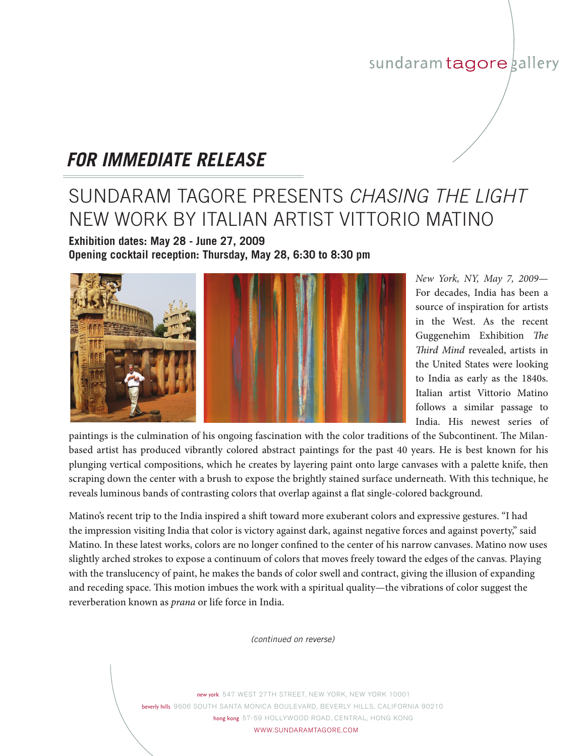sundaram tagore gallery

# FOR IMMEDIATE RELEASE

## SUNDARAM TAGORE PRESENTS *CHASING THE LIGHT* NEW WORK BY ITALIAN ARTIST VITTORIO MATINO

**Exhibition dates: May 28 - June 27, 2009**
**Opening cocktail reception: Thursday, May 28, 6:30 to 8:30 pm**

*New York, NY, May 7, 2009*— For decades, India has been a source of inspiration for artists in the West. As the recent Guggenehim Exhibition *The Third Mind* revealed, artists in the United States were looking to India as early as the 1840s. Italian artist Vittorio Matino follows a similar passage to India. His newest series of paintings is the culmination of his ongoing fascination with the color traditions of the Subcontinent. The Milan-based artist has produced vibrantly colored abstract paintings for the past 40 years. He is best known for his plunging vertical compositions, which he creates by layering paint onto large canvases with a palette knife, then scraping down the center with a brush to expose the brightly stained surface underneath. With this technique, he reveals luminous bands of contrasting colors that overlap against a flat single-colored background.

Matino's recent trip to the India inspired a shift toward more exuberant colors and expressive gestures. "I had the impression visiting India that color is victory against dark, against negative forces and against poverty," said Matino. In these latest works, colors are no longer confined to the center of his narrow canvases. Matino now uses slightly arched strokes to expose a continuum of colors that moves freely toward the edges of the canvas. Playing with the translucency of paint, he makes the bands of color swell and contract, giving the illusion of expanding and receding space. This motion imbues the work with a spiritual quality—the vibrations of color suggest the reverberation known as *prana* or life force in India.

*(continued on reverse)*

new york 547 WEST 27TH STREET, NEW YORK, NEW YORK 10001
beverly hills 9606 SOUTH SANTA MONICA BOULEVARD, BEVERLY HILLS, CALIFORNIA 90210
hong kong 57-59 HOLLYWOOD ROAD, CENTRAL, HONG KONG
WWW.SUNDARAMTAGORE.COM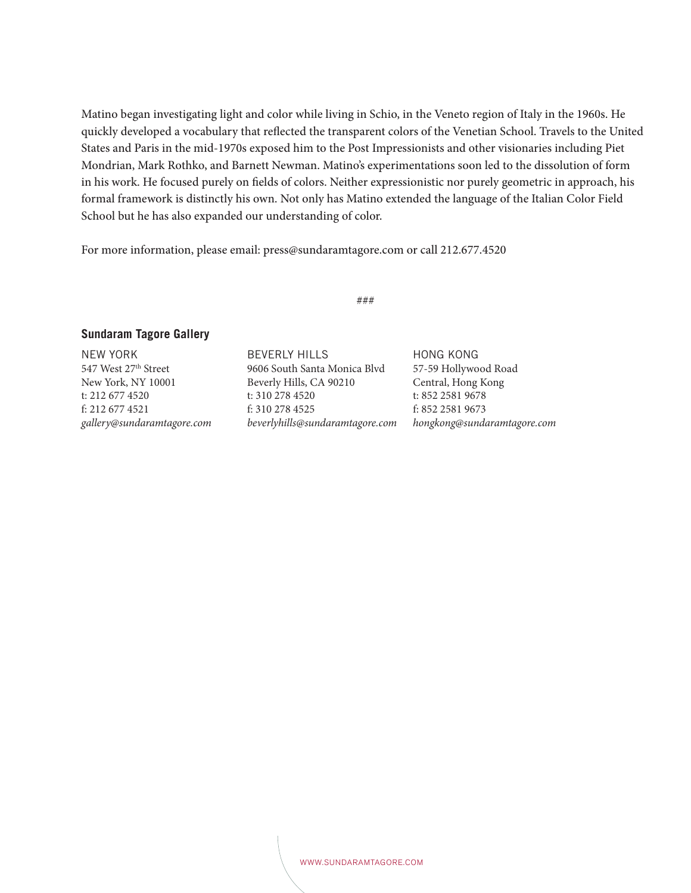Matino began investigating light and color while living in Schio, in the Veneto region of Italy in the 1960s. He quickly developed a vocabulary that reflected the transparent colors of the Venetian School. Travels to the United States and Paris in the mid-1970s exposed him to the Post Impressionists and other visionaries including Piet Mondrian, Mark Rothko, and Barnett Newman. Matino's experimentations soon led to the dissolution of form in his work. He focused purely on fields of colors. Neither expressionistic nor purely geometric in approach, his formal framework is distinctly his own. Not only has Matino extended the language of the Italian Color Field School but he has also expanded our understanding of color.

For more information, please email: press@sundaramtagore.com or call 212.677.4520

###

**Sundaram Tagore Gallery**

NEW YORK
547 West 27th Street
New York, NY 10001
t: 212 677 4520
f: 212 677 4521
*gallery@sundaramtagore.com*

BEVERLY HILLS
9606 South Santa Monica Blvd
Beverly Hills, CA 90210
t: 310 278 4520
f: 310 278 4525
*beverlyhills@sundaramtagore.com*

HONG KONG
57-59 Hollywood Road
Central, Hong Kong
t: 852 2581 9678
f: 852 2581 9673
*hongkong@sundaramtagore.com*

WWW.SUNDARAMTAGORE.COM